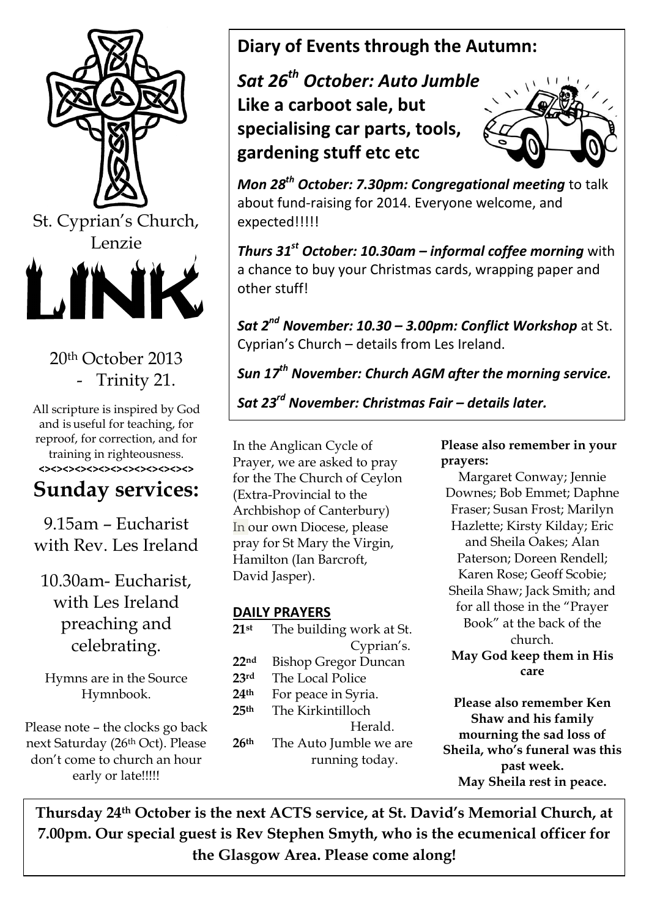St. Cyprian's Church, Lenzie

# LINK

20th October 2013 - Trinity 21.

All scripture is inspired by God and is useful for teaching, for reproof, for correction, and for training in righteousness.

<><><><><><><><><><><><>

## Sunday services:

9.15am – Eucharist with Rev. Les Ireland

10.30am- Eucharist, with Les Ireland preaching and celebrating.

Hymns are in the Source Hymnbook.

Please note – the clocks go back next Saturday (26th Oct). Please don't come to church an hour early or late!!!!!

## Diary of Events through the Autumn:

***Sat 26th October: Auto Jumble***
**Like a carboot sale, but specialising car parts, tools, gardening stuff etc etc**

***Mon 28th October: 7.30pm: Congregational meeting*** to talk about fund-raising for 2014. Everyone welcome, and expected!!!!!

***Thurs 31st October: 10.30am – informal coffee morning*** with a chance to buy your Christmas cards, wrapping paper and other stuff!

***Sat 2nd November: 10.30 – 3.00pm: Conflict Workshop*** at St. Cyprian's Church – details from Les Ireland.

***Sun 17th November: Church AGM after the morning service.***

***Sat 23rd November: Christmas Fair – details later.***

In the Anglican Cycle of Prayer, we are asked to pray for the The Church of Ceylon (Extra-Provincial to the Archbishop of Canterbury) In our own Diocese, please pray for St Mary the Virgin, Hamilton (Ian Barcroft, David Jasper).

**DAILY PRAYERS**

- **21st** The building work at St. Cyprian's.
- **22nd** Bishop Gregor Duncan
- **23rd** The Local Police
- **24th** For peace in Syria.
- **25th** The Kirkintilloch Herald.
- **26th** The Auto Jumble we are running today.

**Please also remember in your prayers:**

Margaret Conway; Jennie Downes; Bob Emmet; Daphne Fraser; Susan Frost; Marilyn Hazlette; Kirsty Kilday; Eric and Sheila Oakes; Alan Paterson; Doreen Rendell; Karen Rose; Geoff Scobie; Sheila Shaw; Jack Smith; and for all those in the "Prayer Book" at the back of the church.

**May God keep them in His care**

**Please also remember Ken Shaw and his family mourning the sad loss of Sheila, who's funeral was this past week.**
**May Sheila rest in peace.**

**Thursday 24th October is the next ACTS service, at St. David's Memorial Church, at 7.00pm. Our special guest is Rev Stephen Smyth, who is the ecumenical officer for the Glasgow Area. Please come along!**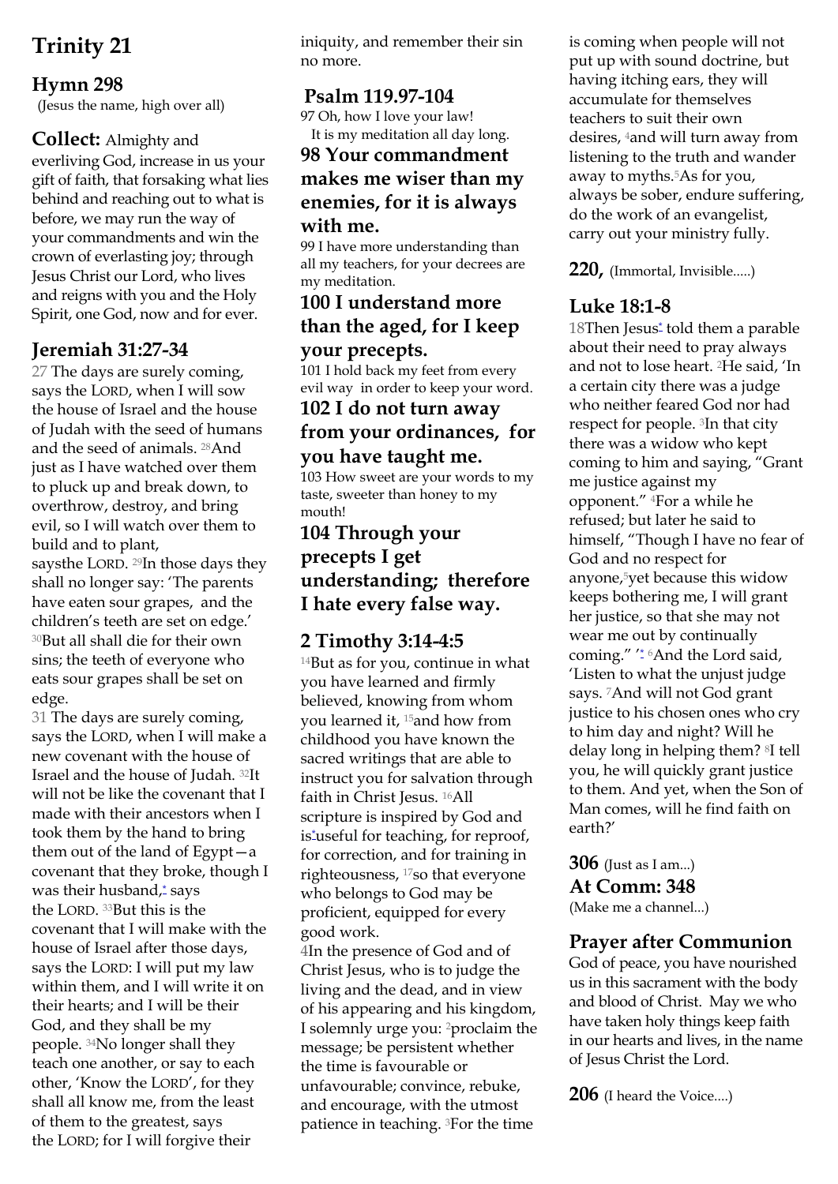# Trinity 21

## Hymn 298

(Jesus the name, high over all)

**Collect:** Almighty and everliving God, increase in us your gift of faith, that forsaking what lies behind and reaching out to what is before, we may run the way of your commandments and win the crown of everlasting joy; through Jesus Christ our Lord, who lives and reigns with you and the Holy Spirit, one God, now and for ever.

## Jeremiah 31:27-34

27 The days are surely coming, says the LORD, when I will sow the house of Israel and the house of Judah with the seed of humans and the seed of animals. 28 And just as I have watched over them to pluck up and break down, to overthrow, destroy, and bring evil, so I will watch over them to build and to plant, saysthe LORD. 29 In those days they shall no longer say: 'The parents have eaten sour grapes, and the children's teeth are set on edge.' 30 But all shall die for their own sins; the teeth of everyone who eats sour grapes shall be set on edge.

31 The days are surely coming, says the LORD, when I will make a new covenant with the house of Israel and the house of Judah. 32 It will not be like the covenant that I made with their ancestors when I took them by the hand to bring them out of the land of Egypt—a covenant that they broke, though I was their husband,* says the LORD. 33 But this is the covenant that I will make with the house of Israel after those days, says the LORD: I will put my law within them, and I will write it on their hearts; and I will be their God, and they shall be my people. 34 No longer shall they teach one another, or say to each other, 'Know the LORD', for they shall all know me, from the least of them to the greatest, says the LORD; for I will forgive their iniquity, and remember their sin no more.

## Psalm 119.97-104

97 Oh, how I love your law!
It is my meditation all day long.

**98 Your commandment makes me wiser than my enemies, for it is always with me.**

99 I have more understanding than all my teachers, for your decrees are my meditation.

**100 I understand more than the aged, for I keep your precepts.**

101 I hold back my feet from every evil way in order to keep your word.

**102 I do not turn away from your ordinances, for you have taught me.**

103 How sweet are your words to my taste, sweeter than honey to my mouth!

**104 Through your precepts I get understanding; therefore I hate every false way.**

## 2 Timothy 3:14-4:5

14 But as for you, continue in what you have learned and firmly believed, knowing from whom you learned it, 15 and how from childhood you have known the sacred writings that are able to instruct you for salvation through faith in Christ Jesus. 16 All scripture is inspired by God and is* useful for teaching, for reproof, for correction, and for training in righteousness, 17 so that everyone who belongs to God may be proficient, equipped for every good work.

4 In the presence of God and of Christ Jesus, who is to judge the living and the dead, and in view of his appearing and his kingdom, I solemnly urge you: 2 proclaim the message; be persistent whether the time is favourable or unfavourable; convince, rebuke, and encourage, with the utmost patience in teaching. 3 For the time is coming when people will not put up with sound doctrine, but having itching ears, they will accumulate for themselves teachers to suit their own desires, 4 and will turn away from listening to the truth and wander away to myths. 5 As for you, always be sober, endure suffering, do the work of an evangelist, carry out your ministry fully.

**220,** (Immortal, Invisible.....)

## Luke 18:1-8

18 Then Jesus* told them a parable about their need to pray always and not to lose heart. 2 He said, 'In a certain city there was a judge who neither feared God nor had respect for people. 3 In that city there was a widow who kept coming to him and saying, "Grant me justice against my opponent." 4 For a while he refused; but later he said to himself, "Though I have no fear of God and no respect for anyone, 5 yet because this widow keeps bothering me, I will grant her justice, so that she may not wear me out by continually coming." '* 6 And the Lord said, 'Listen to what the unjust judge says. 7 And will not God grant justice to his chosen ones who cry to him day and night? Will he delay long in helping them? 8 I tell you, he will quickly grant justice to them. And yet, when the Son of Man comes, will he find faith on earth?'

**306** (Just as I am...)

## At Comm: 348

(Make me a channel...)

## Prayer after Communion

God of peace, you have nourished us in this sacrament with the body and blood of Christ. May we who have taken holy things keep faith in our hearts and lives, in the name of Jesus Christ the Lord.

**206** (I heard the Voice....)